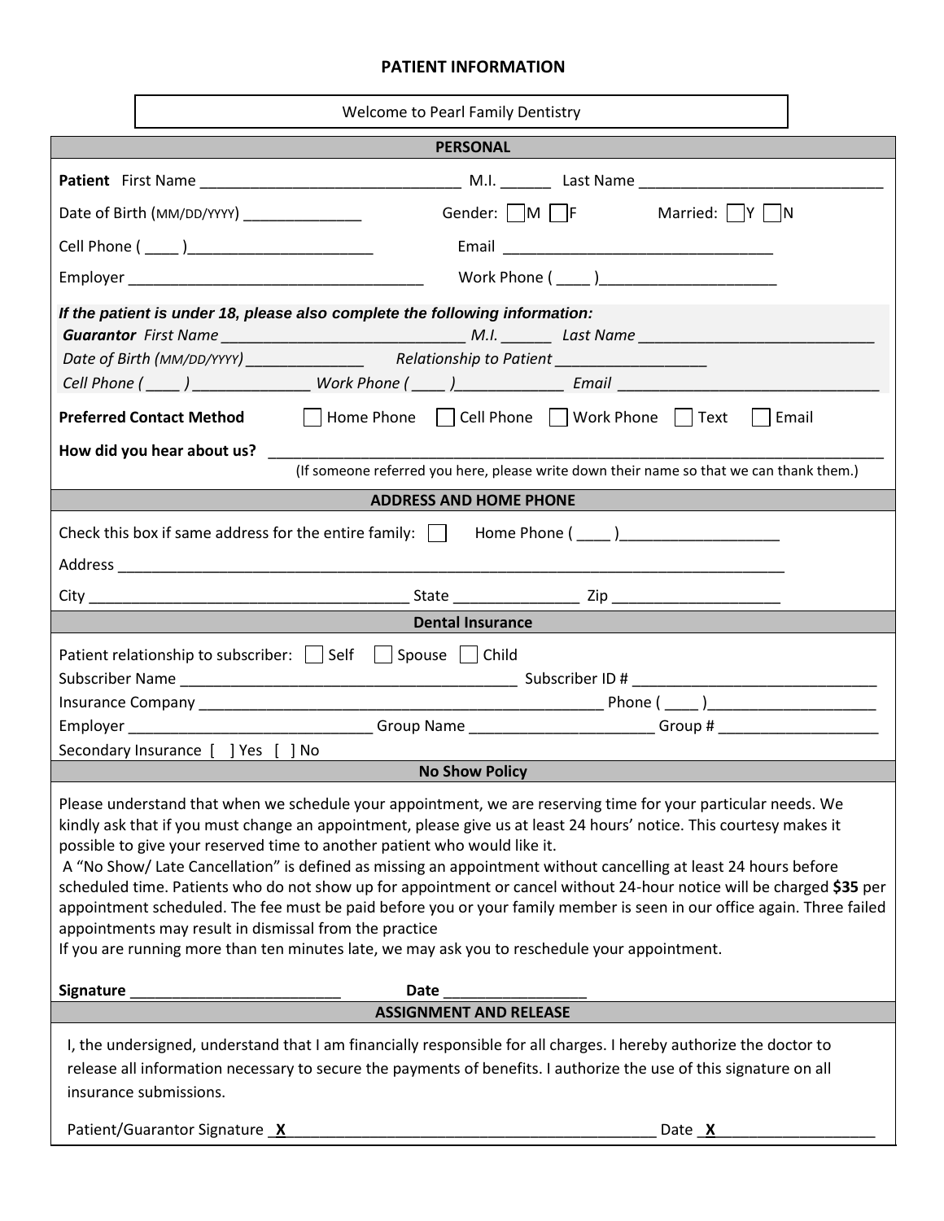# PATIENT INFORMATION

Welcome to Pearl Family Dentistry

## PERSONAL

**Patient** First Name ______________________________ M.I. ______ Last Name ____________________________

Date of Birth (MM/DD/YYYY) ______________ Gender: ☐M ☐F Married: ☐Y ☐N

Cell Phone ( ____ )______________________ Email ________________________________

Employer ___________________________________ Work Phone ( ____ )____________________

***If the patient is under 18, please also complete the following information:***

***Guarantor*** *First Name ____________________________ M.I. ______ Last Name ___________________________*

*Date of Birth (MM/DD/YYYY) ______________ Relationship to Patient _________________*

*Cell Phone ( ____ ) ______________ Work Phone ( ____ )_____________ Email _______________________________*

**Preferred Contact Method** ☐ Home Phone ☐ Cell Phone ☐ Work Phone ☐ Text ☐ Email

**How did you hear about us?** ________________________________________________________________________

(If someone referred you here, please write down their name so that we can thank them.)

## ADDRESS AND HOME PHONE

Check this box if same address for the entire family: ☐ Home Phone ( ____ )__________________

Address ______________________________________________________________________________

City _____________________________________ State _______________ Zip ___________________

## Dental Insurance

Patient relationship to subscriber: ☐ Self ☐ Spouse ☐ Child

Subscriber Name ________________________________________ Subscriber ID # _____________________________

Insurance Company _______________________________________________ Phone ( ____ )____________________

Employer _____________________________ Group Name ______________________ Group # ___________________

Secondary Insurance [ ] Yes [ ] No

## No Show Policy

Please understand that when we schedule your appointment, we are reserving time for your particular needs. We kindly ask that if you must change an appointment, please give us at least 24 hours' notice. This courtesy makes it possible to give your reserved time to another patient who would like it.

A "No Show/ Late Cancellation" is defined as missing an appointment without cancelling at least 24 hours before scheduled time. Patients who do not show up for appointment or cancel without 24-hour notice will be charged **$35** per appointment scheduled. The fee must be paid before you or your family member is seen in our office again. Three failed appointments may result in dismissal from the practice

If you are running more than ten minutes late, we may ask you to reschedule your appointment.

**Signature** _________________________ **Date** ________________

## ASSIGNMENT AND RELEASE

I, the undersigned, understand that I am financially responsible for all charges. I hereby authorize the doctor to release all information necessary to secure the payments of benefits. I authorize the use of this signature on all insurance submissions.

Patient/Guarantor Signature **X**_____________________________________________ Date **X**__________________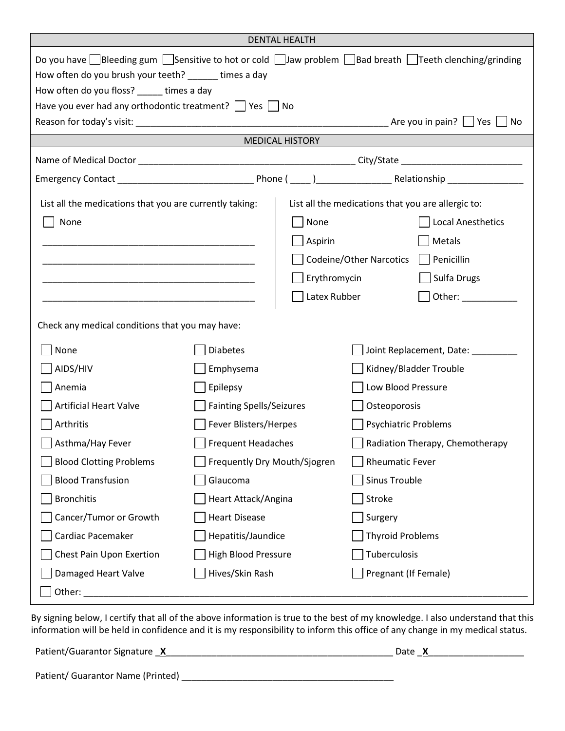## DENTAL HEALTH

Do you have ☐ Bleeding gum ☐ Sensitive to hot or cold ☐ Jaw problem ☐ Bad breath ☐ Teeth clenching/grinding

How often do you brush your teeth? ______ times a day

How often do you floss? _____ times a day

Have you ever had any orthodontic treatment? ☐ Yes ☐ No

Reason for today's visit: _______________________________________________ Are you in pain? ☐ Yes ☐ No

## MEDICAL HISTORY

Name of Medical Doctor __________________________________________ City/State ________________________

Emergency Contact ___________________________ Phone ( ____ )_______________ Relationship _______________

List all the medications that you are currently taking:

☐ None

____________________________________________

____________________________________________

____________________________________________

____________________________________________

List all the medications that you are allergic to:

| | |
|---|---|
| ☐ None | ☐ Local Anesthetics |
| ☐ Aspirin | ☐ Metals |
| ☐ Codeine/Other Narcotics | ☐ Penicillin |
| ☐ Erythromycin | ☐ Sulfa Drugs |
| ☐ Latex Rubber | ☐ Other: ___________ |

Check any medical conditions that you may have:

| | | |
|---|---|---|
| ☐ None | ☐ Diabetes | ☐ Joint Replacement, Date: _________ |
| ☐ AIDS/HIV | ☐ Emphysema | ☐ Kidney/Bladder Trouble |
| ☐ Anemia | ☐ Epilepsy | ☐ Low Blood Pressure |
| ☐ Artificial Heart Valve | ☐ Fainting Spells/Seizures | ☐ Osteoporosis |
| ☐ Arthritis | ☐ Fever Blisters/Herpes | ☐ Psychiatric Problems |
| ☐ Asthma/Hay Fever | ☐ Frequent Headaches | ☐ Radiation Therapy, Chemotherapy |
| ☐ Blood Clotting Problems | ☐ Frequently Dry Mouth/Sjogren | ☐ Rheumatic Fever |
| ☐ Blood Transfusion | ☐ Glaucoma | ☐ Sinus Trouble |
| ☐ Bronchitis | ☐ Heart Attack/Angina | ☐ Stroke |
| ☐ Cancer/Tumor or Growth | ☐ Heart Disease | ☐ Surgery |
| ☐ Cardiac Pacemaker | ☐ Hepatitis/Jaundice | ☐ Thyroid Problems |
| ☐ Chest Pain Upon Exertion | ☐ High Blood Pressure | ☐ Tuberculosis |
| ☐ Damaged Heart Valve | ☐ Hives/Skin Rash | ☐ Pregnant (If Female) |

☐ Other: ____________________________________________________________________________________________

By signing below, I certify that all of the above information is true to the best of my knowledge. I also understand that this information will be held in confidence and it is my responsibility to inform this office of any change in my medical status.

Patient/Guarantor Signature _**X**_____________________________________________ Date _**X**___________________

Patient/ Guarantor Name (Printed) ___________________________________________